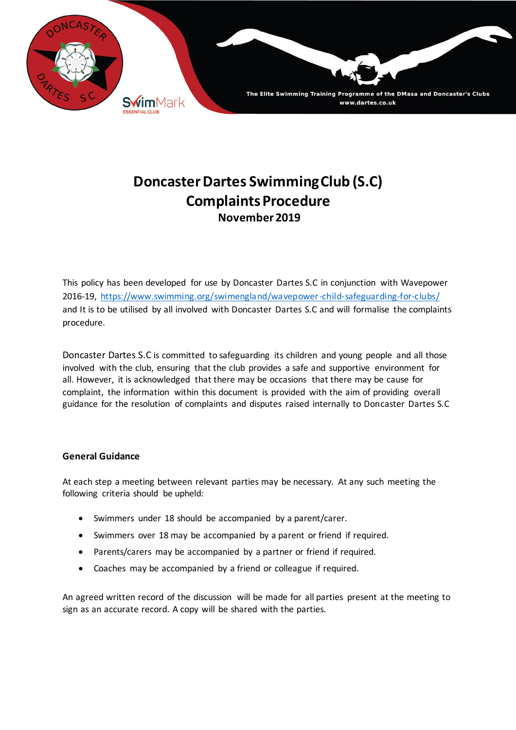The Elite Swimming Training Programme of the DMasa and Doncaster's Clubs
www.dartes.co.uk

# Doncaster Dartes Swimming Club (S.C)
# Complaints Procedure
## November 2019

This policy has been developed for use by Doncaster Dartes S.C in conjunction with Wavepower 2016-19, https://www.swimming.org/swimengland/wavepower-child-safeguarding-for-clubs/ and It is to be utilised by all involved with Doncaster Dartes S.C and will formalise the complaints procedure.

Doncaster Dartes S.C is committed to safeguarding its children and young people and all those involved with the club, ensuring that the club provides a safe and supportive environment for all. However, it is acknowledged that there may be occasions that there may be cause for complaint, the information within this document is provided with the aim of providing overall guidance for the resolution of complaints and disputes raised internally to Doncaster Dartes S.C

### General Guidance

At each step a meeting between relevant parties may be necessary. At any such meeting the following criteria should be upheld:

- Swimmers under 18 should be accompanied by a parent/carer.
- Swimmers over 18 may be accompanied by a parent or friend if required.
- Parents/carers may be accompanied by a partner or friend if required.
- Coaches may be accompanied by a friend or colleague if required.

An agreed written record of the discussion will be made for all parties present at the meeting to sign as an accurate record. A copy will be shared with the parties.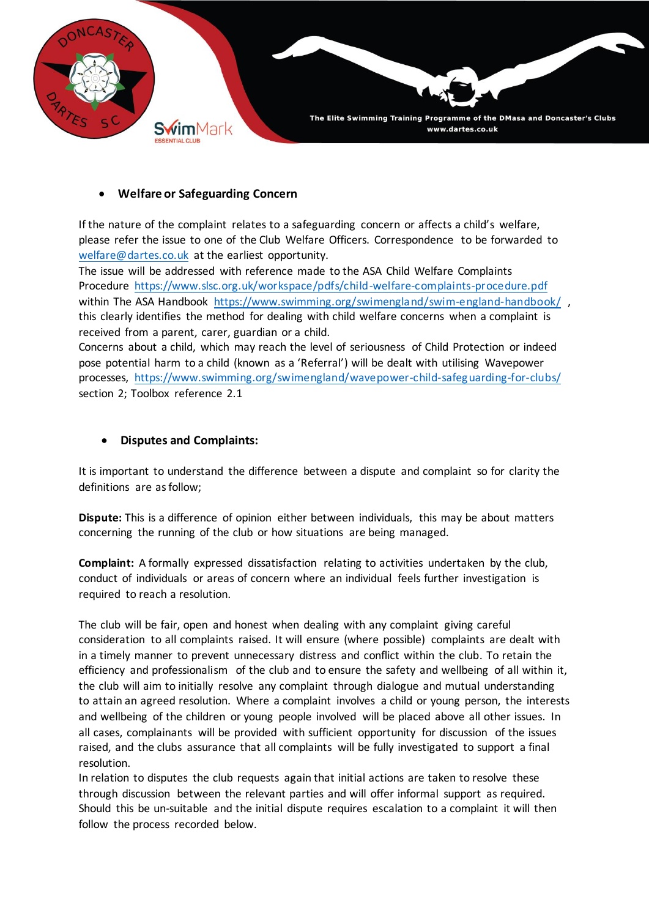- **Welfare or Safeguarding Concern**

If the nature of the complaint relates to a safeguarding concern or affects a child's welfare, please refer the issue to one of the Club Welfare Officers. Correspondence to be forwarded to welfare@dartes.co.uk at the earliest opportunity.
The issue will be addressed with reference made to the ASA Child Welfare Complaints Procedure https://www.slsc.org.uk/workspace/pdfs/child-welfare-complaints-procedure.pdf within The ASA Handbook https://www.swimming.org/swimengland/swim-england-handbook/ , this clearly identifies the method for dealing with child welfare concerns when a complaint is received from a parent, carer, guardian or a child.
Concerns about a child, which may reach the level of seriousness of Child Protection or indeed pose potential harm to a child (known as a 'Referral') will be dealt with utilising Wavepower processes, https://www.swimming.org/swimengland/wavepower-child-safeguarding-for-clubs/ section 2; Toolbox reference 2.1

- **Disputes and Complaints:**

It is important to understand the difference between a dispute and complaint so for clarity the definitions are as follow;

**Dispute:** This is a difference of opinion either between individuals, this may be about matters concerning the running of the club or how situations are being managed.

**Complaint:** A formally expressed dissatisfaction relating to activities undertaken by the club, conduct of individuals or areas of concern where an individual feels further investigation is required to reach a resolution.

The club will be fair, open and honest when dealing with any complaint giving careful consideration to all complaints raised. It will ensure (where possible) complaints are dealt with in a timely manner to prevent unnecessary distress and conflict within the club. To retain the efficiency and professionalism of the club and to ensure the safety and wellbeing of all within it, the club will aim to initially resolve any complaint through dialogue and mutual understanding to attain an agreed resolution. Where a complaint involves a child or young person, the interests and wellbeing of the children or young people involved will be placed above all other issues. In all cases, complainants will be provided with sufficient opportunity for discussion of the issues raised, and the clubs assurance that all complaints will be fully investigated to support a final resolution.
In relation to disputes the club requests again that initial actions are taken to resolve these through discussion between the relevant parties and will offer informal support as required. Should this be un-suitable and the initial dispute requires escalation to a complaint it will then follow the process recorded below.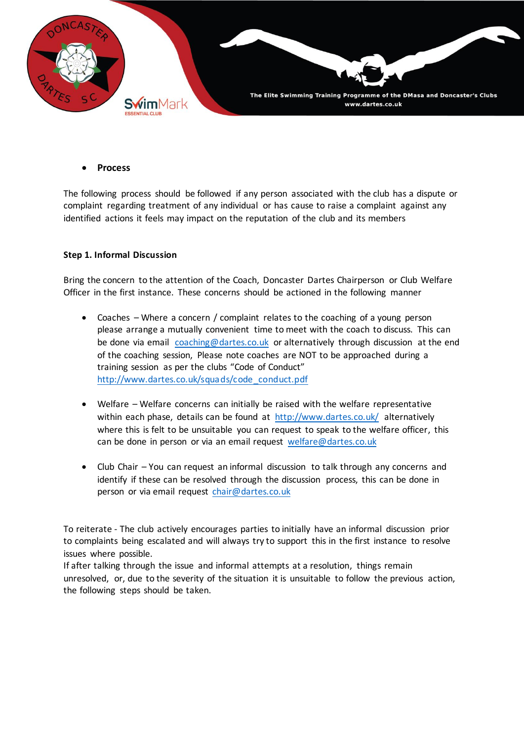- **Process**

The following process should be followed if any person associated with the club has a dispute or complaint regarding treatment of any individual or has cause to raise a complaint against any identified actions it feels may impact on the reputation of the club and its members

**Step 1. Informal Discussion**

Bring the concern to the attention of the Coach, Doncaster Dartes Chairperson or Club Welfare Officer in the first instance. These concerns should be actioned in the following manner

- Coaches – Where a concern / complaint relates to the coaching of a young person please arrange a mutually convenient time to meet with the coach to discuss. This can be done via email coaching@dartes.co.uk or alternatively through discussion at the end of the coaching session, Please note coaches are NOT to be approached during a training session as per the clubs "Code of Conduct" http://www.dartes.co.uk/squads/code_conduct.pdf

- Welfare – Welfare concerns can initially be raised with the welfare representative within each phase, details can be found at http://www.dartes.co.uk/ alternatively where this is felt to be unsuitable you can request to speak to the welfare officer, this can be done in person or via an email request welfare@dartes.co.uk

- Club Chair – You can request an informal discussion to talk through any concerns and identify if these can be resolved through the discussion process, this can be done in person or via email request chair@dartes.co.uk

To reiterate - The club actively encourages parties to initially have an informal discussion prior to complaints being escalated and will always try to support this in the first instance to resolve issues where possible.
If after talking through the issue and informal attempts at a resolution, things remain unresolved, or, due to the severity of the situation it is unsuitable to follow the previous action, the following steps should be taken.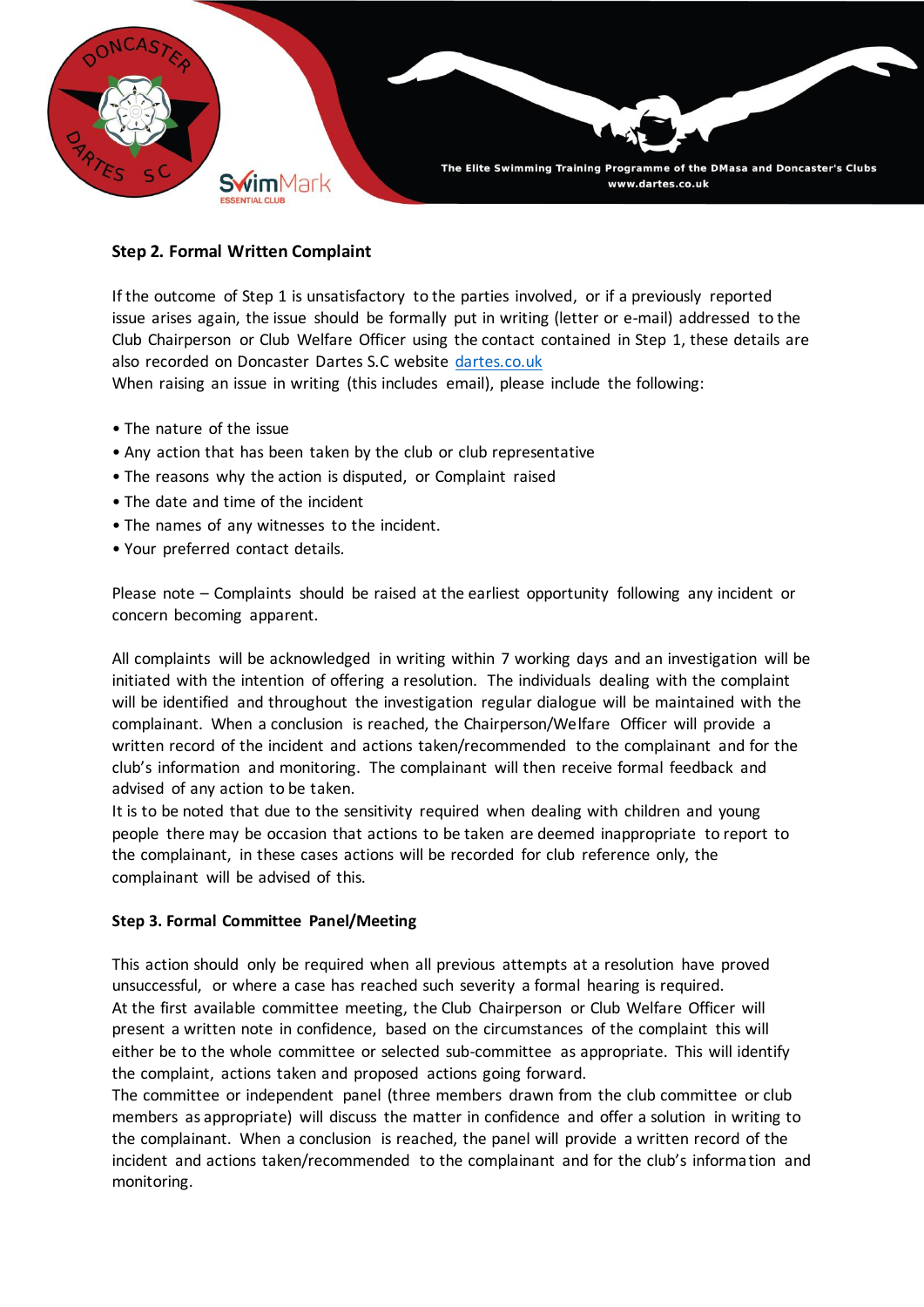**Step 2. Formal Written Complaint**

If the outcome of Step 1 is unsatisfactory to the parties involved, or if a previously reported issue arises again, the issue should be formally put in writing (letter or e-mail) addressed to the Club Chairperson or Club Welfare Officer using the contact contained in Step 1, these details are also recorded on Doncaster Dartes S.C website [dartes.co.uk](dartes.co.uk)

When raising an issue in writing (this includes email), please include the following:

- The nature of the issue
- Any action that has been taken by the club or club representative
- The reasons why the action is disputed, or Complaint raised
- The date and time of the incident
- The names of any witnesses to the incident.
- Your preferred contact details.

Please note – Complaints should be raised at the earliest opportunity following any incident or concern becoming apparent.

All complaints will be acknowledged in writing within 7 working days and an investigation will be initiated with the intention of offering a resolution. The individuals dealing with the complaint will be identified and throughout the investigation regular dialogue will be maintained with the complainant. When a conclusion is reached, the Chairperson/Welfare Officer will provide a written record of the incident and actions taken/recommended to the complainant and for the club's information and monitoring. The complainant will then receive formal feedback and advised of any action to be taken.

It is to be noted that due to the sensitivity required when dealing with children and young people there may be occasion that actions to be taken are deemed inappropriate to report to the complainant, in these cases actions will be recorded for club reference only, the complainant will be advised of this.

**Step 3. Formal Committee Panel/Meeting**

This action should only be required when all previous attempts at a resolution have proved unsuccessful, or where a case has reached such severity a formal hearing is required.

At the first available committee meeting, the Club Chairperson or Club Welfare Officer will present a written note in confidence, based on the circumstances of the complaint this will either be to the whole committee or selected sub-committee as appropriate. This will identify the complaint, actions taken and proposed actions going forward.

The committee or independent panel (three members drawn from the club committee or club members as appropriate) will discuss the matter in confidence and offer a solution in writing to the complainant. When a conclusion is reached, the panel will provide a written record of the incident and actions taken/recommended to the complainant and for the club's information and monitoring.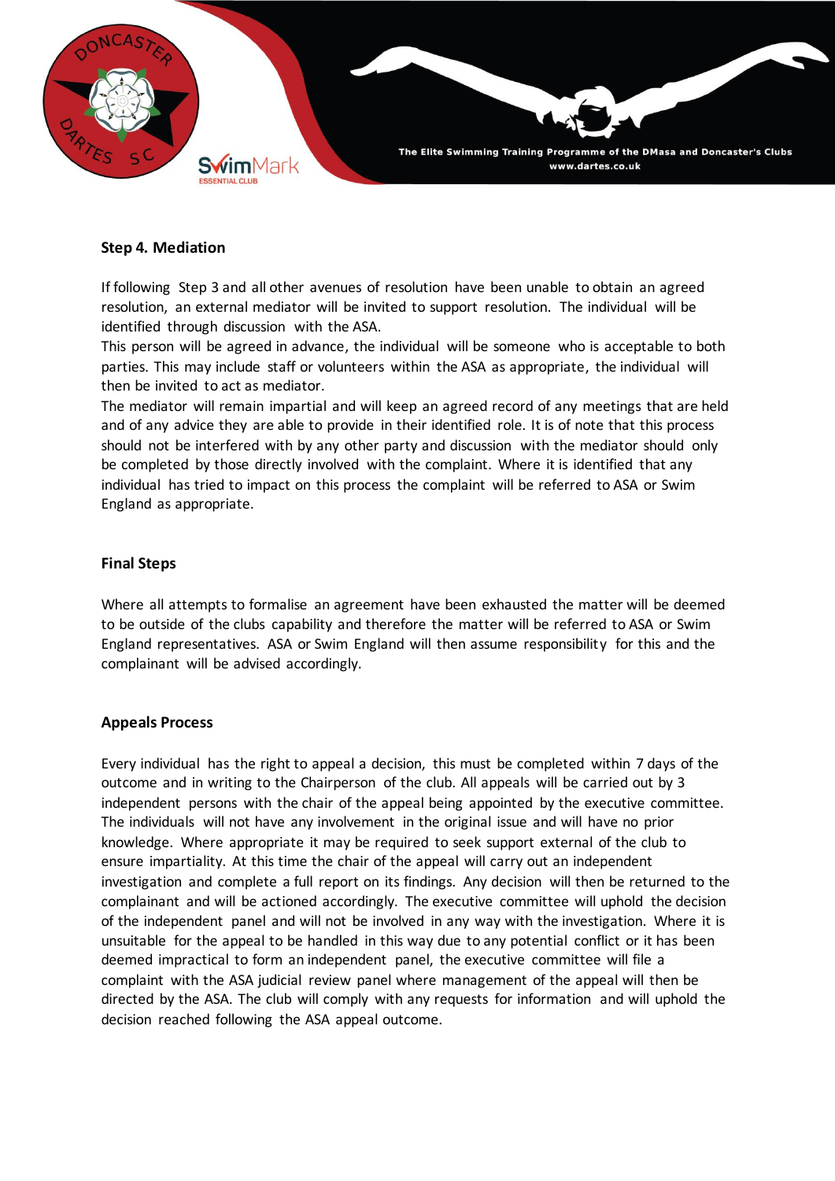### Step 4. Mediation

If following Step 3 and all other avenues of resolution have been unable to obtain an agreed resolution, an external mediator will be invited to support resolution. The individual will be identified through discussion with the ASA.
This person will be agreed in advance, the individual will be someone who is acceptable to both parties. This may include staff or volunteers within the ASA as appropriate, the individual will then be invited to act as mediator.
The mediator will remain impartial and will keep an agreed record of any meetings that are held and of any advice they are able to provide in their identified role. It is of note that this process should not be interfered with by any other party and discussion with the mediator should only be completed by those directly involved with the complaint. Where it is identified that any individual has tried to impact on this process the complaint will be referred to ASA or Swim England as appropriate.

### Final Steps

Where all attempts to formalise an agreement have been exhausted the matter will be deemed to be outside of the clubs capability and therefore the matter will be referred to ASA or Swim England representatives. ASA or Swim England will then assume responsibility for this and the complainant will be advised accordingly.

### Appeals Process

Every individual has the right to appeal a decision, this must be completed within 7 days of the outcome and in writing to the Chairperson of the club. All appeals will be carried out by 3 independent persons with the chair of the appeal being appointed by the executive committee. The individuals will not have any involvement in the original issue and will have no prior knowledge. Where appropriate it may be required to seek support external of the club to ensure impartiality. At this time the chair of the appeal will carry out an independent investigation and complete a full report on its findings. Any decision will then be returned to the complainant and will be actioned accordingly. The executive committee will uphold the decision of the independent panel and will not be involved in any way with the investigation. Where it is unsuitable for the appeal to be handled in this way due to any potential conflict or it has been deemed impractical to form an independent panel, the executive committee will file a complaint with the ASA judicial review panel where management of the appeal will then be directed by the ASA. The club will comply with any requests for information and will uphold the decision reached following the ASA appeal outcome.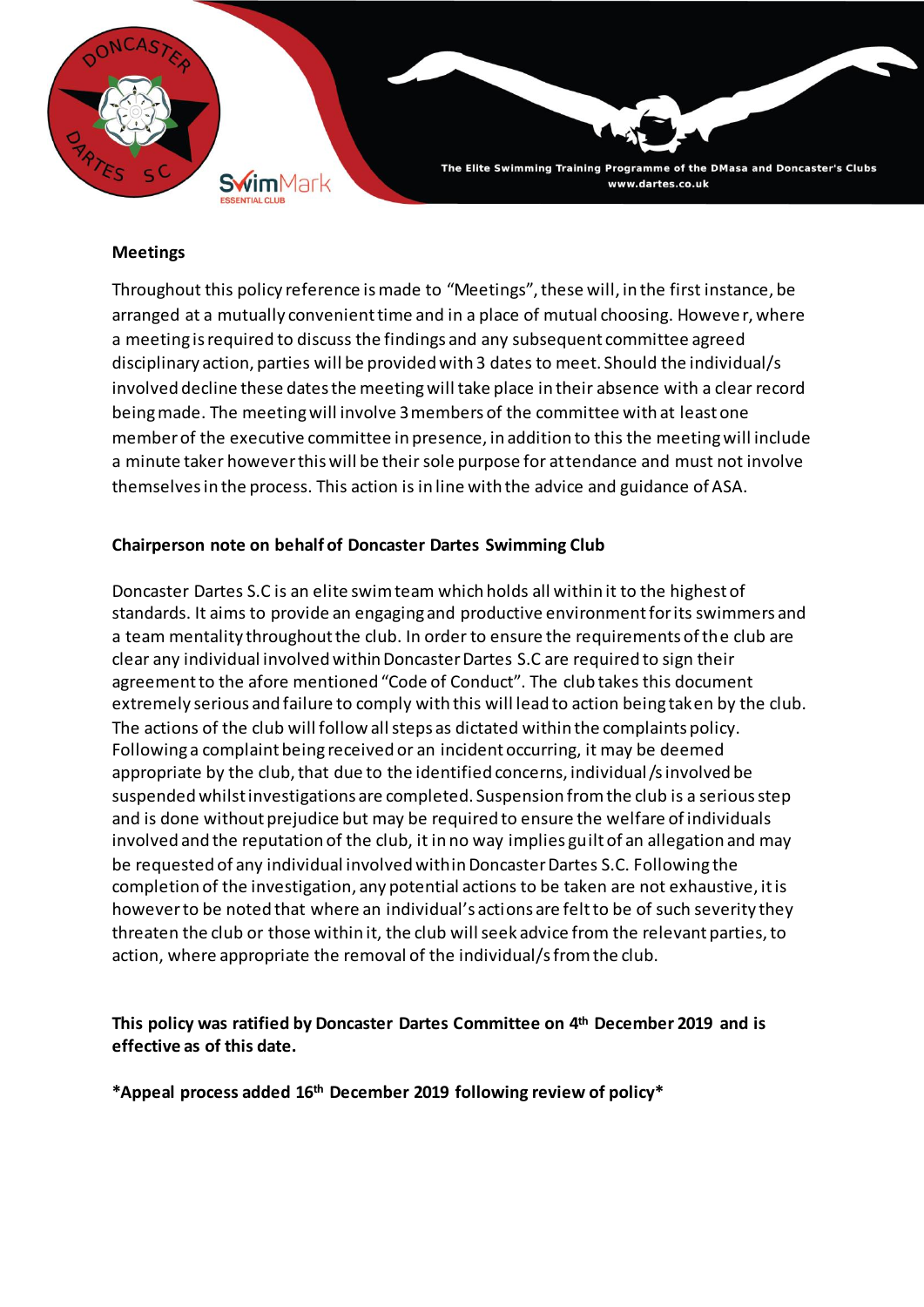## Meetings

Throughout this policy reference is made to "Meetings", these will, in the first instance, be arranged at a mutually convenient time and in a place of mutual choosing. However, where a meeting is required to discuss the findings and any subsequent committee agreed disciplinary action, parties will be provided with 3 dates to meet. Should the individual/s involved decline these dates the meeting will take place in their absence with a clear record being made. The meeting will involve 3 members of the committee with at least one member of the executive committee in presence, in addition to this the meeting will include a minute taker however this will be their sole purpose for attendance and must not involve themselves in the process. This action is in line with the advice and guidance of ASA.

## Chairperson note on behalf of Doncaster Dartes Swimming Club

Doncaster Dartes S.C is an elite swim team which holds all within it to the highest of standards. It aims to provide an engaging and productive environment for its swimmers and a team mentality throughout the club. In order to ensure the requirements of the club are clear any individual involved within Doncaster Dartes S.C are required to sign their agreement to the afore mentioned "Code of Conduct". The club takes this document extremely serious and failure to comply with this will lead to action being taken by the club. The actions of the club will follow all steps as dictated within the complaints policy. Following a complaint being received or an incident occurring, it may be deemed appropriate by the club, that due to the identified concerns, individual/s involved be suspended whilst investigations are completed. Suspension from the club is a serious step and is done without prejudice but may be required to ensure the welfare of individuals involved and the reputation of the club, it in no way implies guilt of an allegation and may be requested of any individual involved within Doncaster Dartes S.C. Following the completion of the investigation, any potential actions to be taken are not exhaustive, it is however to be noted that where an individual's actions are felt to be of such severity they threaten the club or those within it, the club will seek advice from the relevant parties, to action, where appropriate the removal of the individual/s from the club.

**This policy was ratified by Doncaster Dartes Committee on 4th December 2019 and is effective as of this date.**

***Appeal process added 16th December 2019 following review of policy***